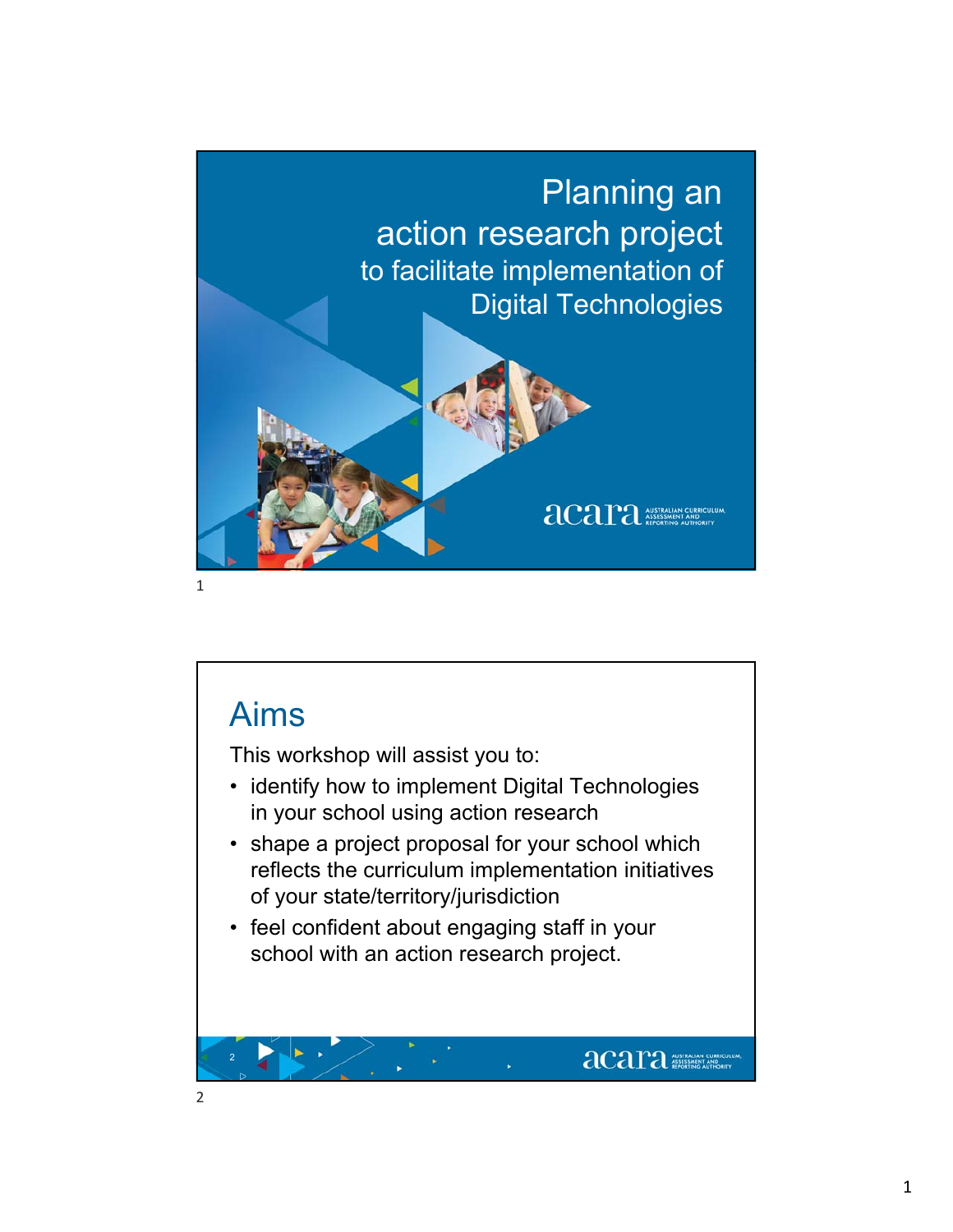# Planning an action research project

## to facilitate implementation of Digital Technologies

## Aims

This workshop will assist you to:

- identify how to implement Digital Technologies in your school using action research
- shape a project proposal for your school which reflects the curriculum implementation initiatives of your state/territory/jurisdiction
- feel confident about engaging staff in your school with an action research project.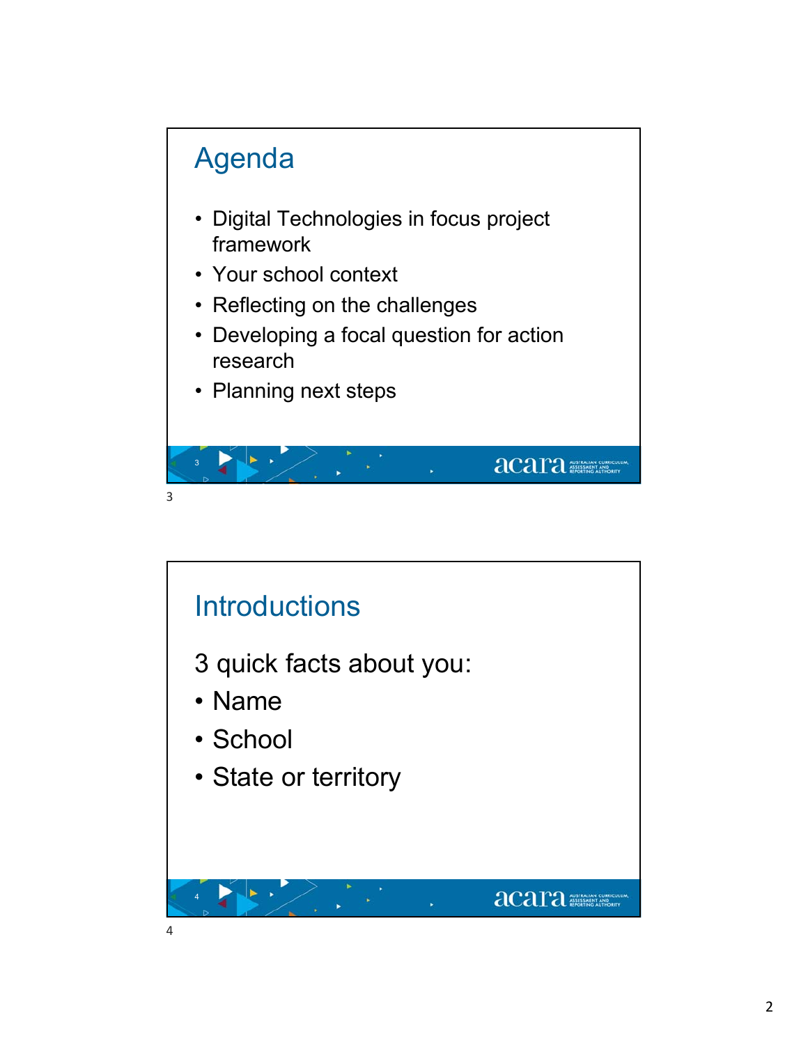## Agenda

- Digital Technologies in focus project framework
- Your school context
- Reflecting on the challenges
- Developing a focal question for action research
- Planning next steps

## Introductions

3 quick facts about you:

- Name
- School
- State or territory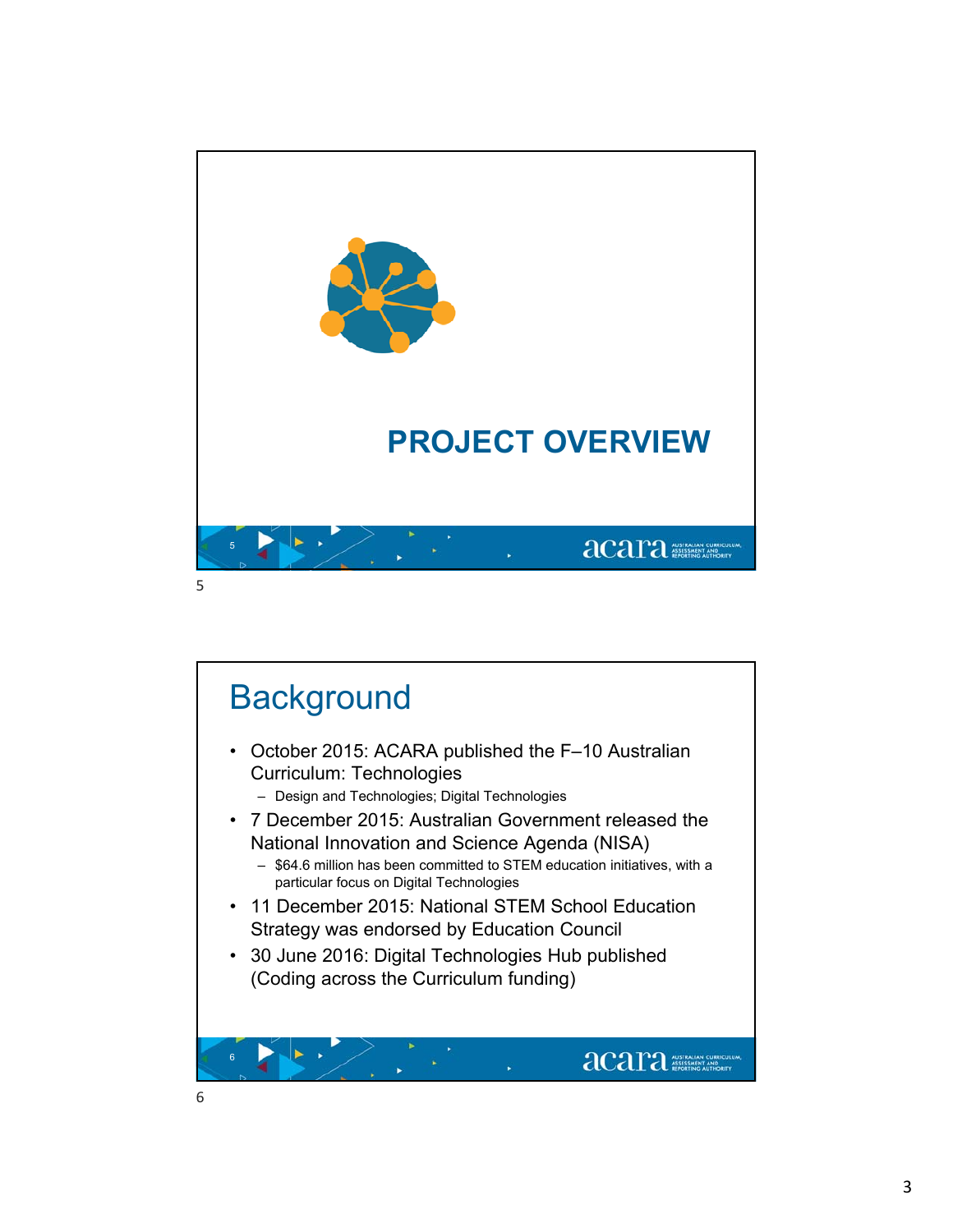# PROJECT OVERVIEW

## Background

- October 2015: ACARA published the F–10 Australian Curriculum: Technologies
  - Design and Technologies; Digital Technologies
- 7 December 2015: Australian Government released the National Innovation and Science Agenda (NISA)
  - $64.6 million has been committed to STEM education initiatives, with a particular focus on Digital Technologies
- 11 December 2015: National STEM School Education Strategy was endorsed by Education Council
- 30 June 2016: Digital Technologies Hub published (Coding across the Curriculum funding)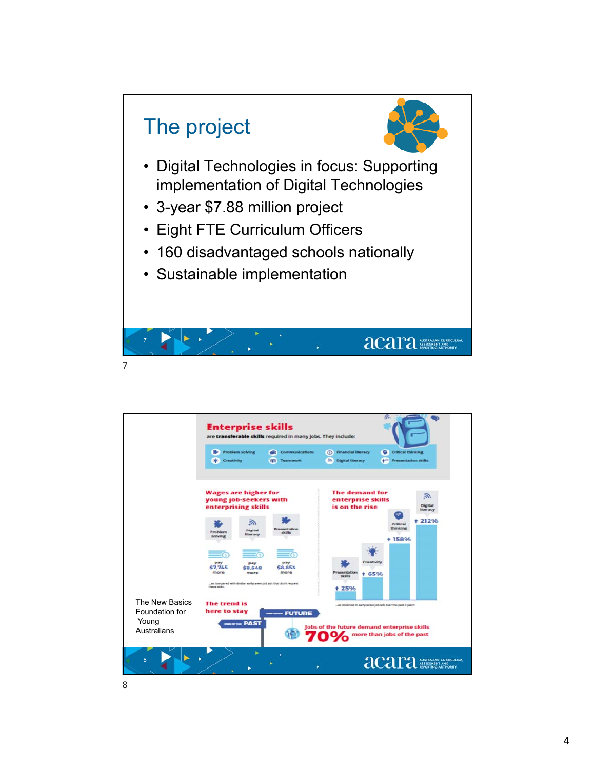## The project

- Digital Technologies in focus: Supporting implementation of Digital Technologies
- 3-year $7.88 million project
- Eight FTE Curriculum Officers
- 160 disadvantaged schools nationally
- Sustainable implementation

---

**Enterprise skills**

are **transferable skills** required in many jobs. They include:

- Problem solving
- Creativity
- Communications
- Teamwork
- Financial literacy
- Digital literacy
- Critical thinking
- Presentation skills

**Wages are higher for young job-seekers with enterprising skills**

| Problem solving | Digital literacy | Presentation skills |
|---|---|---|
| pay $7,745 more | pay $8,648 more | pay $8,853 more |

...as compared with similar early-career job ads that don't request these skills.

**The demand for enterprise skills is on the rise**

| Skill | Increase |
|---|---|
| Presentation skills | 25% |
| Creativity | 65% |
| Critical thinking | 158% |
| Digital literacy | 212% |

...as observed in early-career job ads over the past 3 years

**The trend is here to stay**

Jobs of the future demand enterprise skills **70%** more than jobs of the past

The New Basics Foundation for Young Australians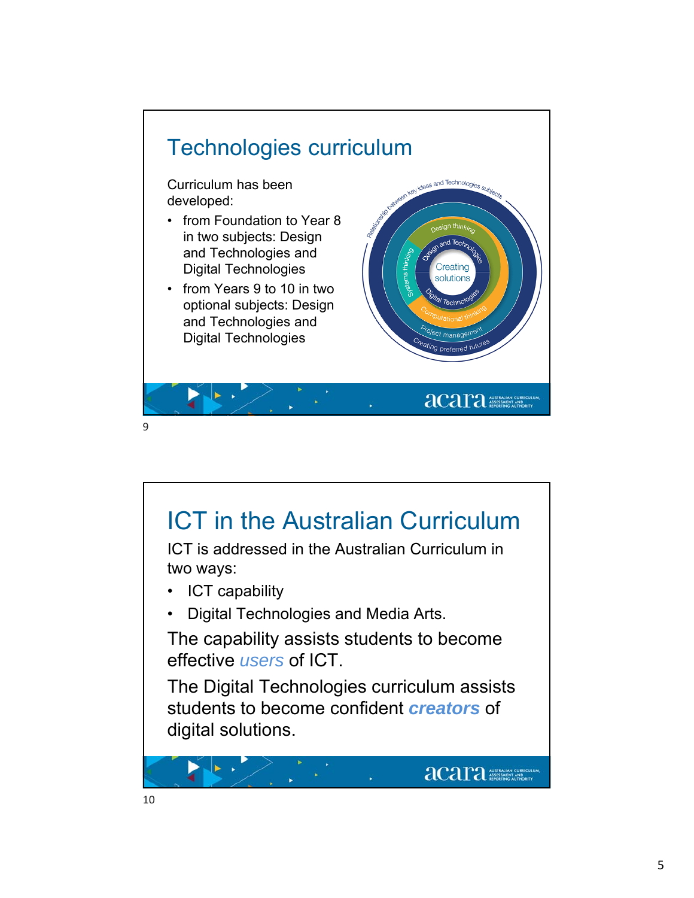## Technologies curriculum

Curriculum has been developed:

- from Foundation to Year 8 in two subjects: Design and Technologies and Digital Technologies
- from Years 9 to 10 in two optional subjects: Design and Technologies and Digital Technologies

## ICT in the Australian Curriculum

ICT is addressed in the Australian Curriculum in two ways:

- ICT capability
- Digital Technologies and Media Arts.

The capability assists students to become effective *users* of ICT.

The Digital Technologies curriculum assists students to become confident ***creators*** of digital solutions.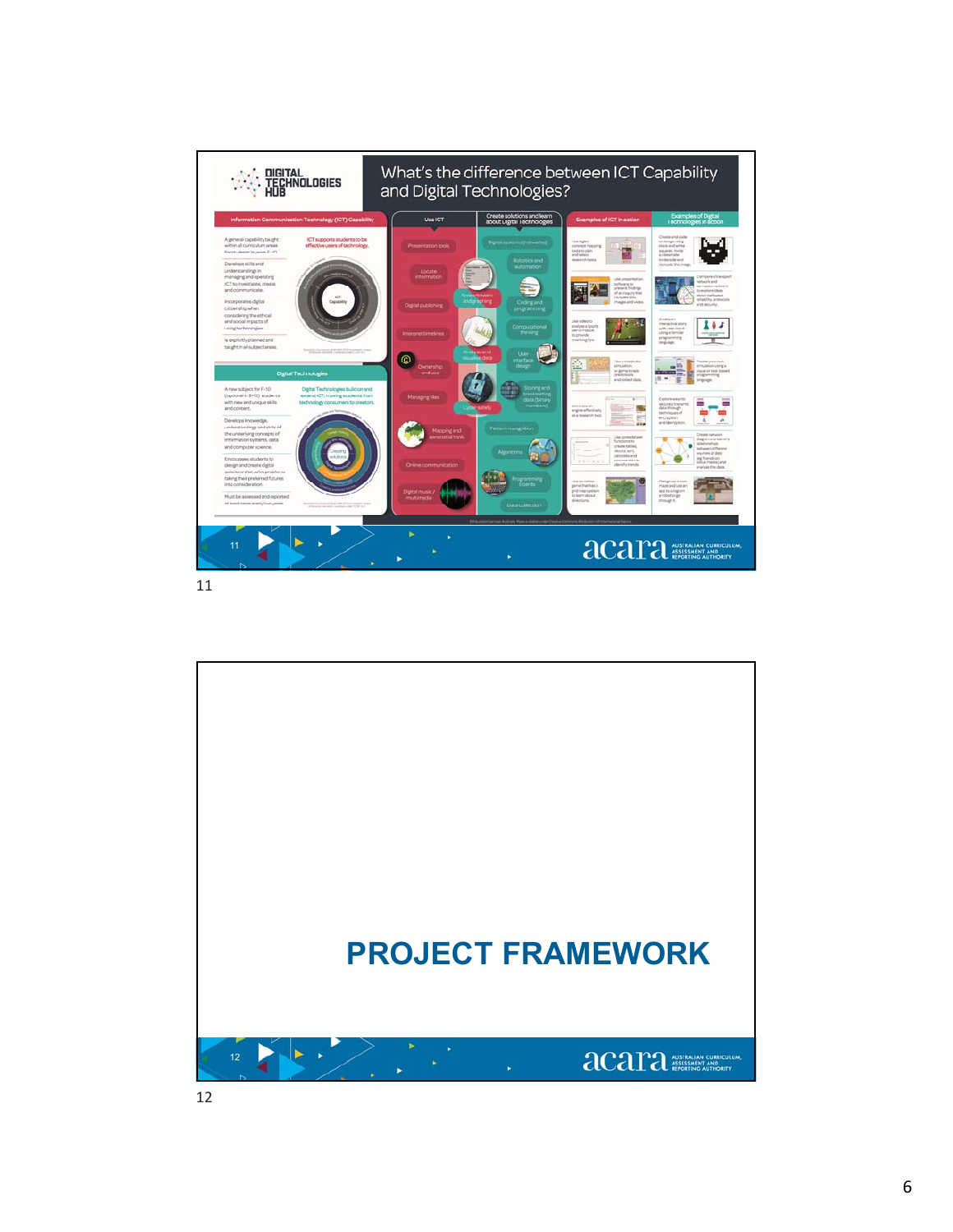## What's the difference between ICT Capability and Digital Technologies?

**Information Communication Technology (ICT) Capability**

A general capability taught within all curriculum areas

ICT supports students to be effective users of technology.

Develops skills and understandings in managing and operating ICT to investigate, create and communicate.

Incorporates digital citizenship when considering the ethical and social impacts of using technologies.

Is explicitly planned and taught in all subject areas.

**Digital Technologies**

A new subject for F-10

Digital Technologies builds on and extends ICT, moving students from technology consumer to creator.

Develops knowledge, understanding and skills of the underlying concepts of information systems, data and computer science.

Encourages students to design and create digital solutions that solve problems taking their preferred futures into consideration.

Must be assessed and reported

**Use ICT**

- Presentation tools
- Locate information
- Digital publishing
- Interpret timelines
- Ownership
- Managing files
- Mapping and geospatial tools
- Online communication
- Digital music / multimedia

**Create solutions and learn about Digital Technologies**

- Digital systems (networks)
- Robotics and automation
- Spreadsheets and graphing
- Coding and programming
- Computational thinking
- Analyse and visualise data
- User interface design
- Cyber safety
- Storing and transmitting data (binary numbers)
- Pattern recognition
- Algorithms
- Programming boards
- Data collection

**Examples of ICT in action**

**Examples of Digital Technologies in action**

11

## PROJECT FRAMEWORK

12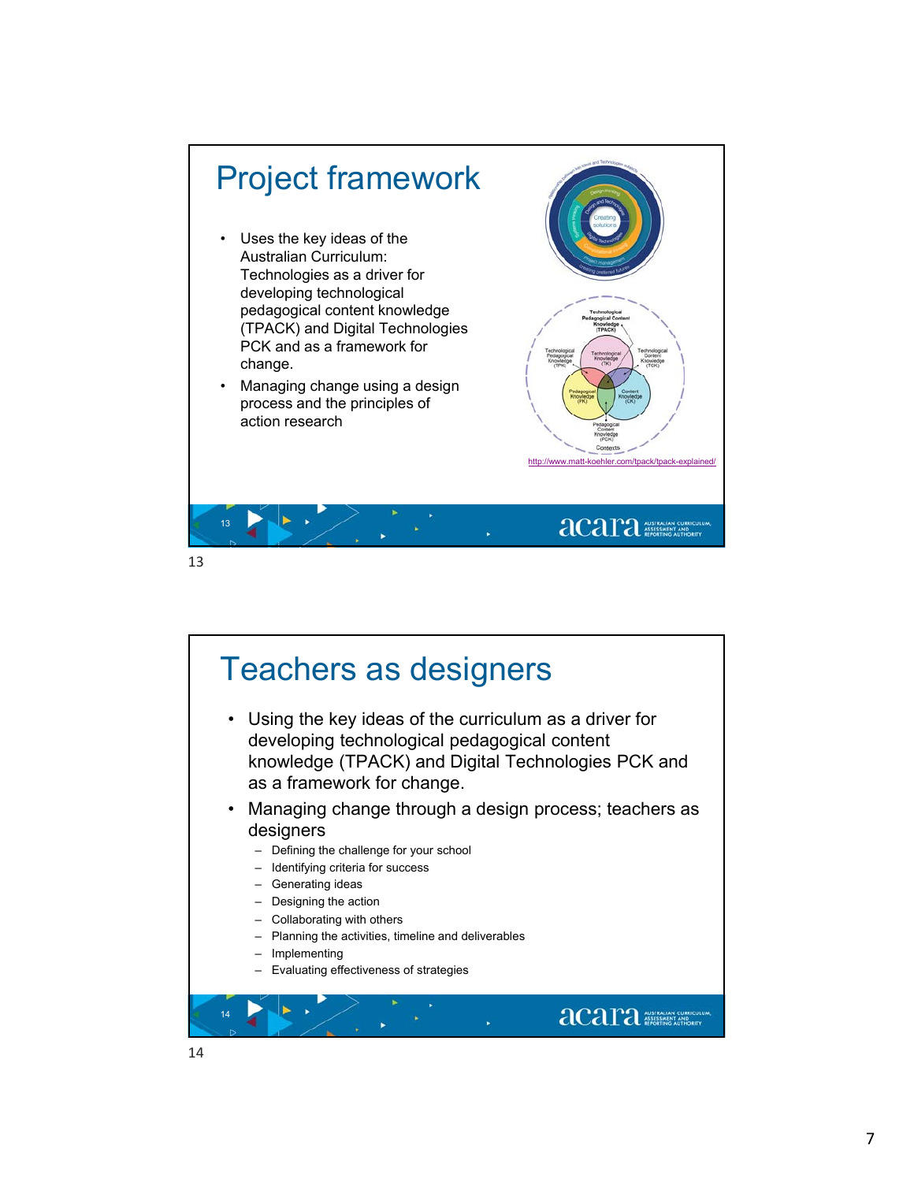# Project framework

- Uses the key ideas of the Australian Curriculum: Technologies as a driver for developing technological pedagogical content knowledge (TPACK) and Digital Technologies PCK and as a framework for change.
- Managing change using a design process and the principles of action research

http://www.matt-koehler.com/tpack/tpack-explained/

# Teachers as designers

- Using the key ideas of the curriculum as a driver for developing technological pedagogical content knowledge (TPACK) and Digital Technologies PCK and as a framework for change.
- Managing change through a design process; teachers as designers
  - Defining the challenge for your school
  - Identifying criteria for success
  - Generating ideas
  - Designing the action
  - Collaborating with others
  - Planning the activities, timeline and deliverables
  - Implementing
  - Evaluating effectiveness of strategies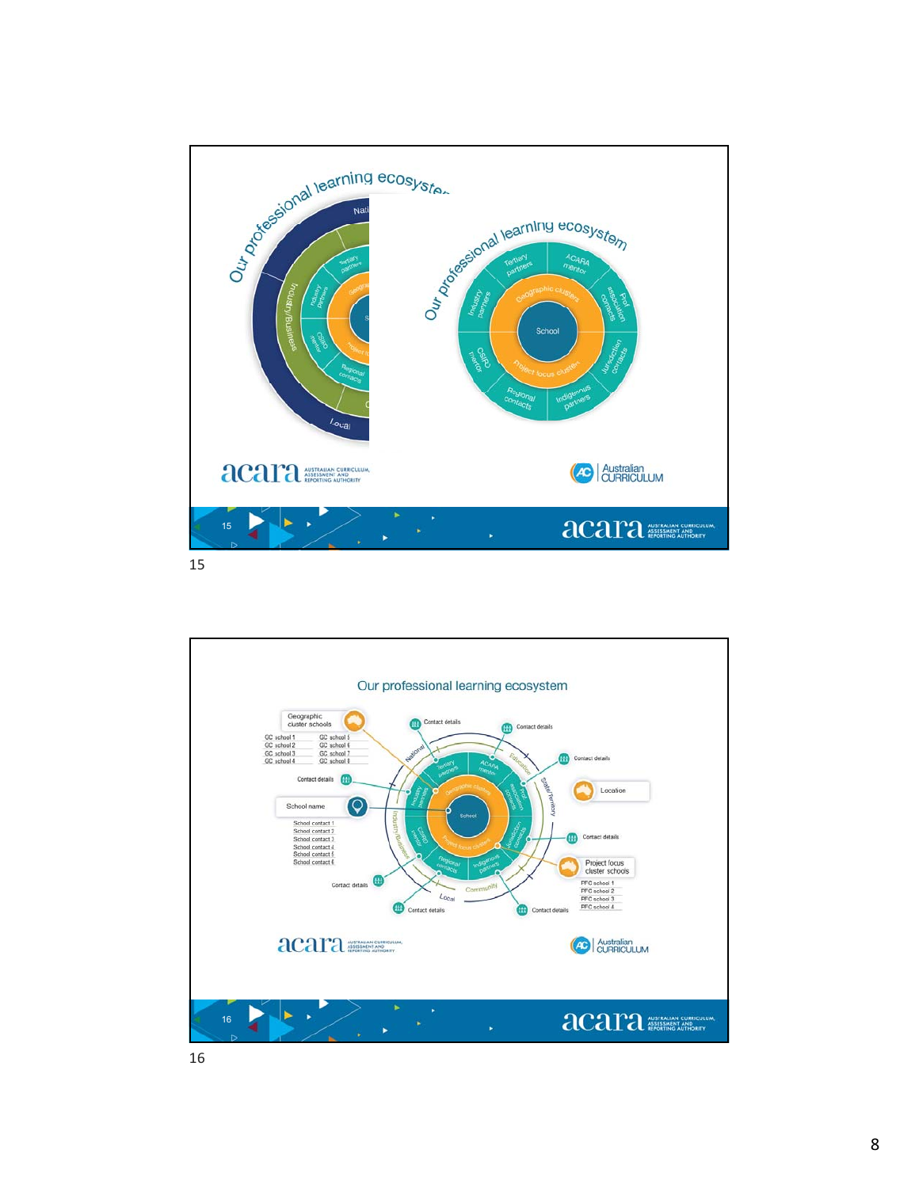Our professional learning ecosystem

Our professional learning ecosystem

Tertiary partners | ACARA mentor | Prof association contacts | Jurisdiction contacts | Indigenous partners | Regional contacts | CSIRO mentor | Industry partners

Geographic clusters | Project focus clusters

School

Industry/Business | Local | National

acara AUSTRALIAN CURRICULUM, ASSESSMENT AND REPORTING AUTHORITY

Australian CURRICULUM

15

Our professional learning ecosystem

Geographic cluster schools

| | |
|---|---|
| GC school 1 | GC school 5 |
| GC school 2 | GC school 6 |
| GC school 3 | GC school 7 |
| GC school 4 | GC school 8 |

Contact details

School name

School contact 1
School contact 2
School contact 3
School contact 4
School contact 5
School contact 6

National | Education | State/Territory | Community | Local | Industry/Business

Tertiary partners | ACARA mentor | Prof association contacts | Jurisdiction contacts | Indigenous partners | Regional contacts | CSIRO mentor | Industry partners

Geographic clusters | Project focus clusters | School

Location

Project focus cluster schools

PFC school 1
PFC school 2
PFC school 3
PFC school 4

acara AUSTRALIAN CURRICULUM, ASSESSMENT AND REPORTING AUTHORITY

Australian CURRICULUM

16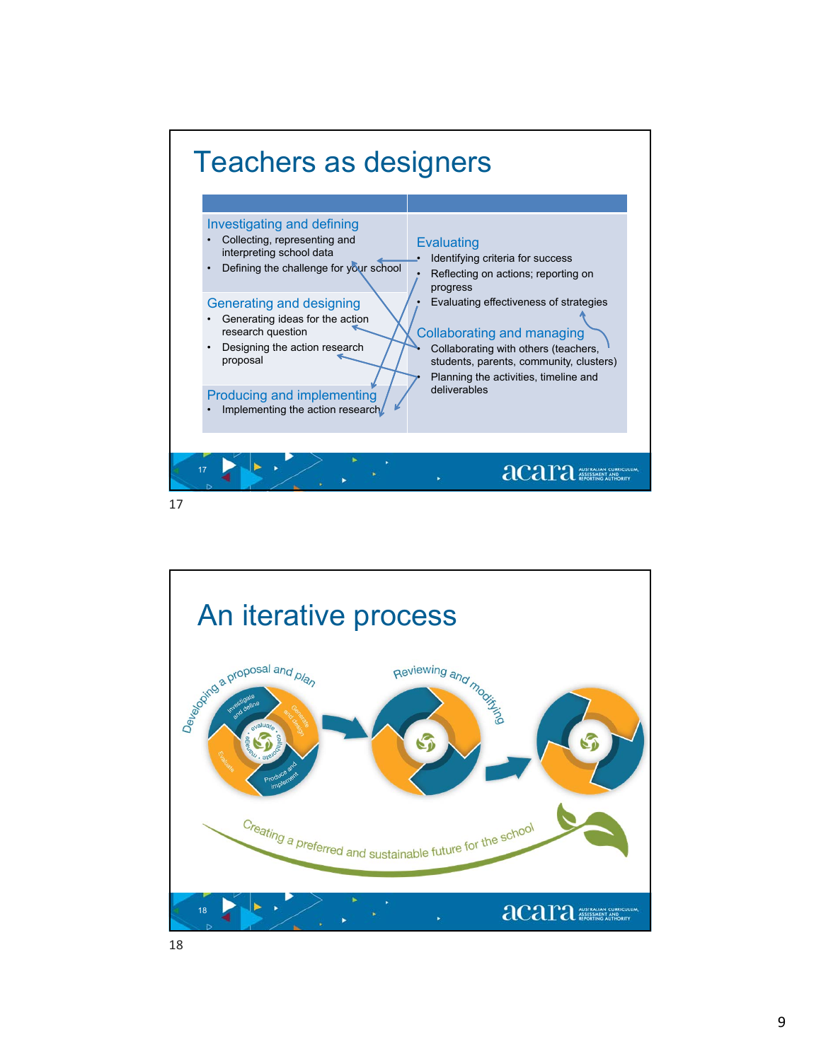## Teachers as designers

**Investigating and defining**
- Collecting, representing and interpreting school data
- Defining the challenge for your school

**Generating and designing**
- Generating ideas for the action research question
- Designing the action research proposal

**Producing and implementing**
- Implementing the action research

**Evaluating**
- Identifying criteria for success
- Reflecting on actions; reporting on progress
- Evaluating effectiveness of strategies

**Collaborating and managing**
- Collaborating with others (teachers, students, parents, community, clusters)
- Planning the activities, timeline and deliverables

## An iterative process

Developing a proposal and plan

Investigate and define · Generate and design · Produce and implement · Evaluate

evaluate · collaborate · manage

Reviewing and modifying

Creating a preferred and sustainable future for the school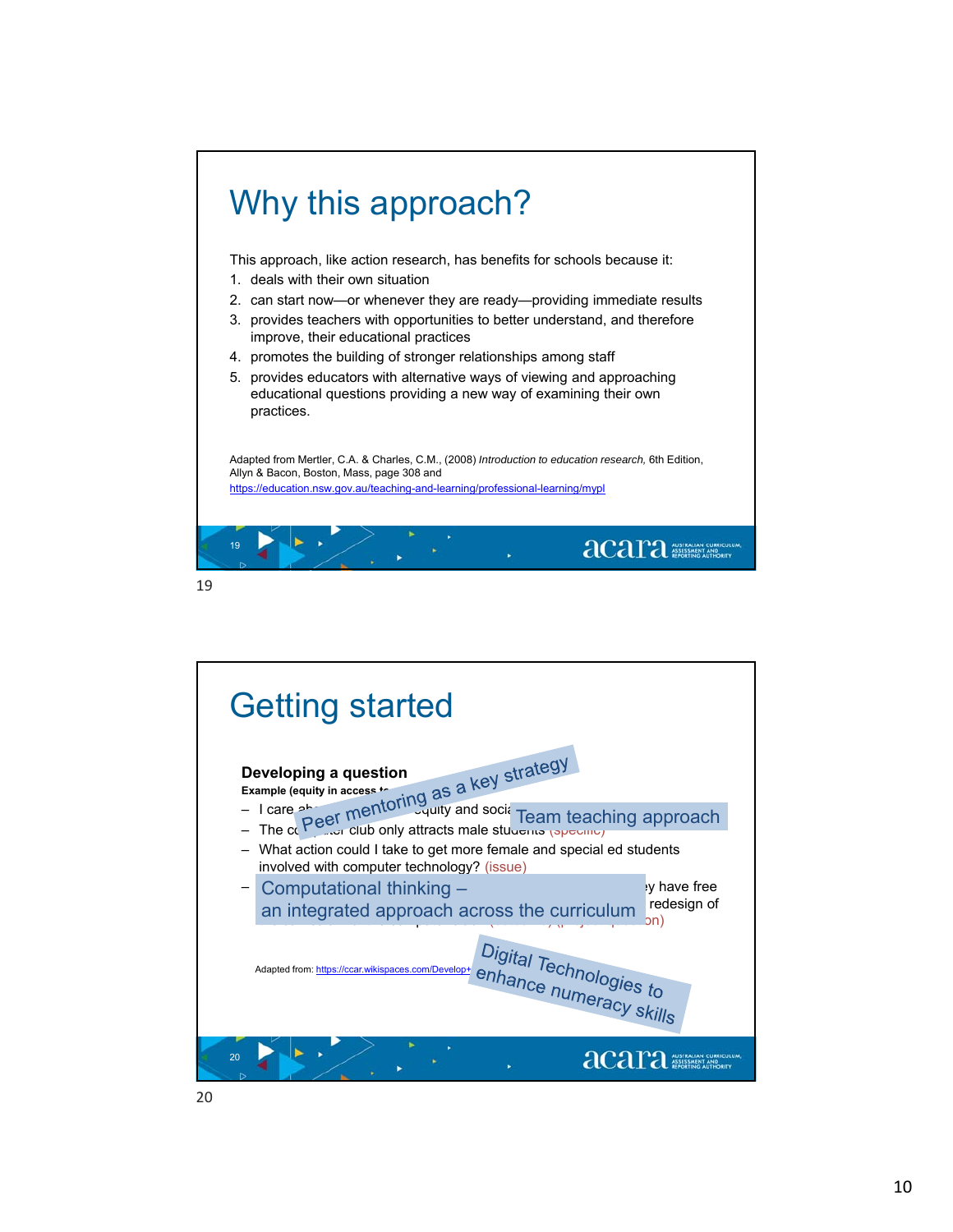# Why this approach?

This approach, like action research, has benefits for schools because it:

1. deals with their own situation
2. can start now—or whenever they are ready—providing immediate results
3. provides teachers with opportunities to better understand, and therefore improve, their educational practices
4. promotes the building of stronger relationships among staff
5. provides educators with alternative ways of viewing and approaching educational questions providing a new way of examining their own practices.

Adapted from Mertler, C.A. & Charles, C.M., (2008) *Introduction to education research,* 6th Edition, Allyn & Bacon, Boston, Mass, page 308 and https://education.nsw.gov.au/teaching-and-learning/professional-learning/mypl

# Getting started

**Developing a question**

**Example (equity in access to**

- I care ab... equity and socia...
- The co... club only attracts male students (specific)
- What action could I take to get more female and special ed students involved with computer technology? (issue)
- ...y have free ... redesign of ... on)

Peer mentoring as a key strategy

Team teaching approach

Computational thinking – an integrated approach across the curriculum

Digital Technologies to enhance numeracy skills

Adapted from: https://ccar.wikispaces.com/Develop+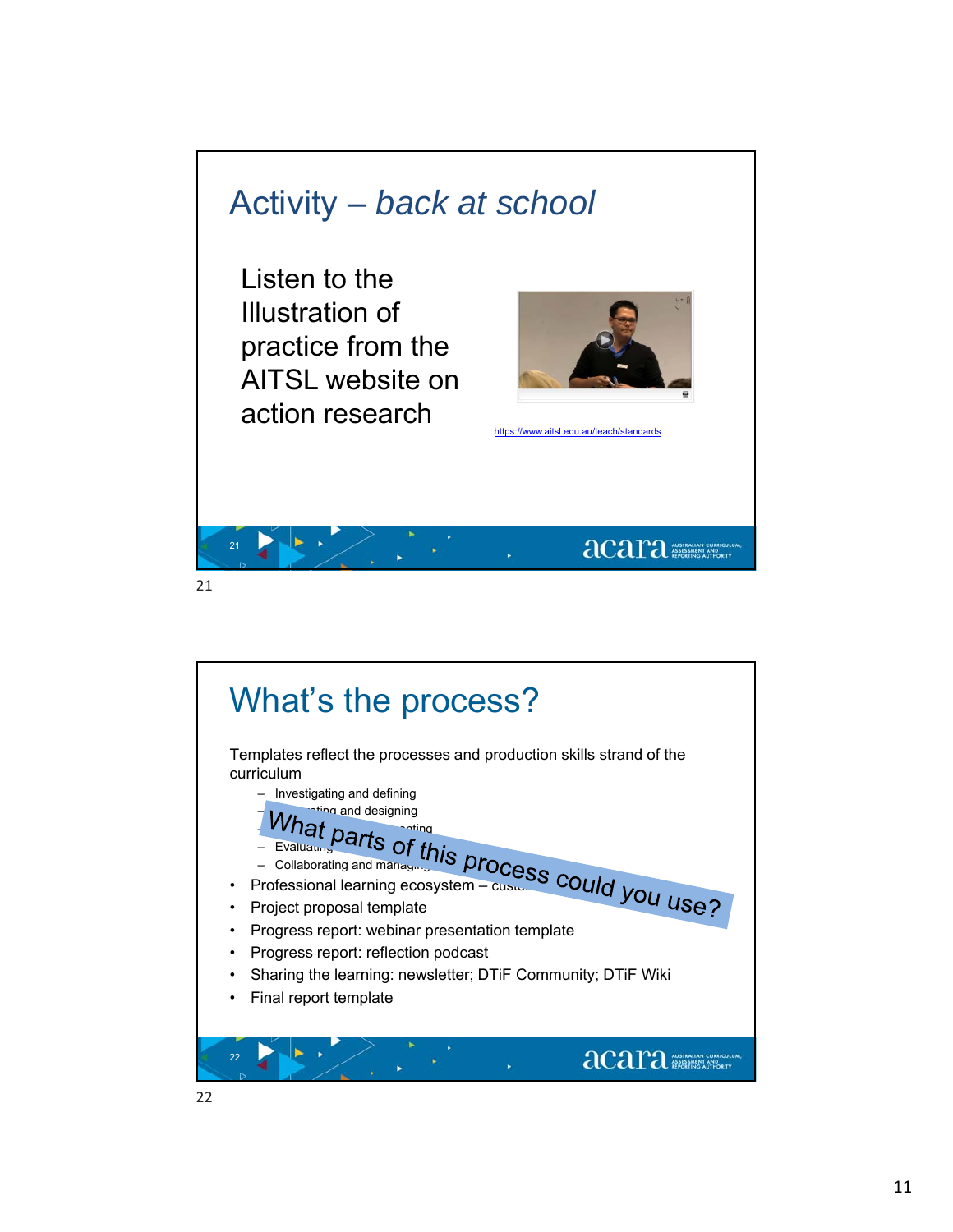## Activity – *back at school*

Listen to the Illustration of practice from the AITSL website on action research

https://www.aitsl.edu.au/teach/standards

## What's the process?

Templates reflect the processes and production skills strand of the curriculum

- – Investigating and defining
- – ...ting and designing
- – ...enting
- – Evaluating
- – Collaborating and managing

- Professional learning ecosystem – custo...
- Project proposal template
- Progress report: webinar presentation template
- Progress report: reflection podcast
- Sharing the learning: newsletter; DTiF Community; DTiF Wiki
- Final report template

What parts of this process could you use?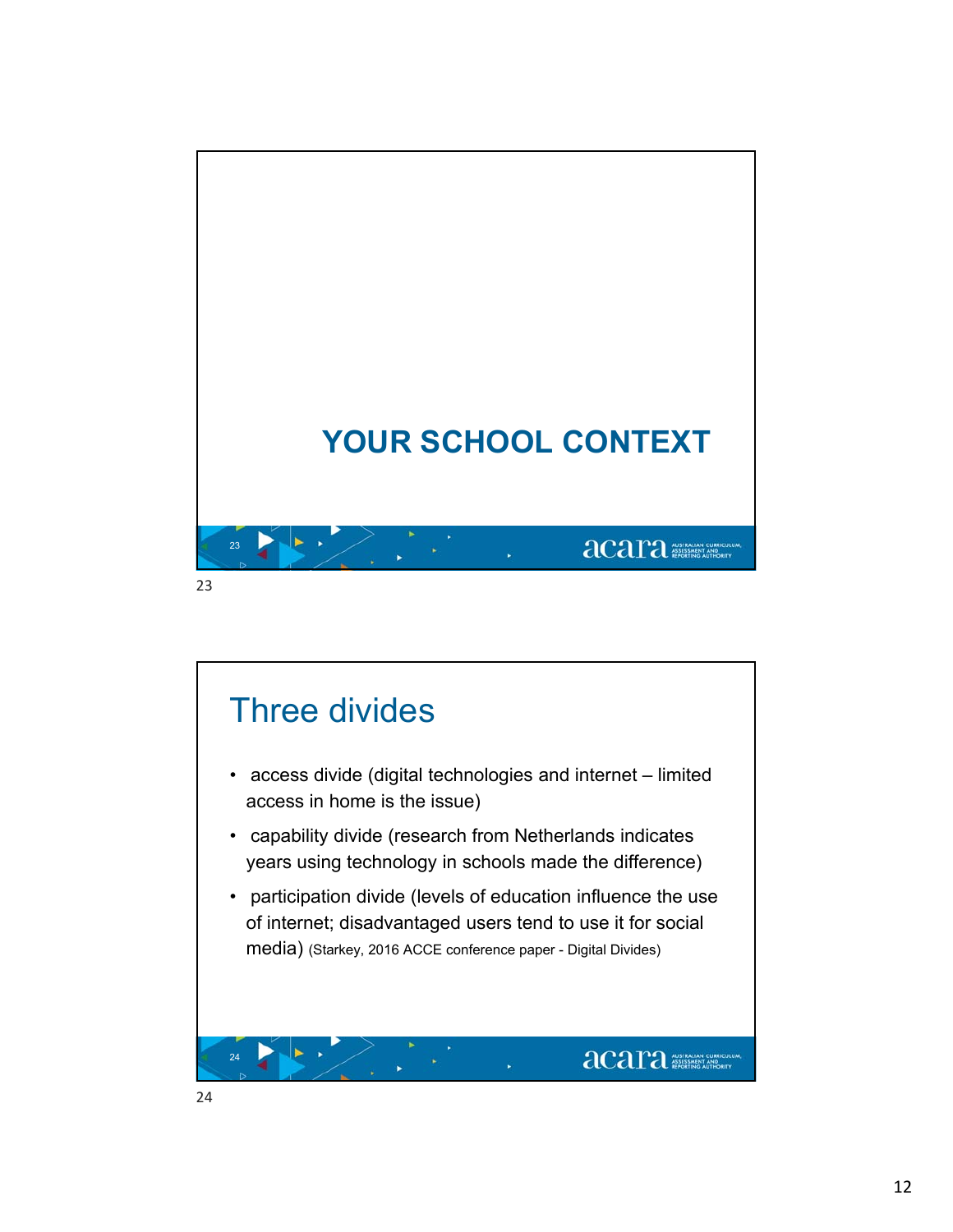# YOUR SCHOOL CONTEXT

## Three divides

- access divide (digital technologies and internet – limited access in home is the issue)
- capability divide (research from Netherlands indicates years using technology in schools made the difference)
- participation divide (levels of education influence the use of internet; disadvantaged users tend to use it for social media) (Starkey, 2016 ACCE conference paper - Digital Divides)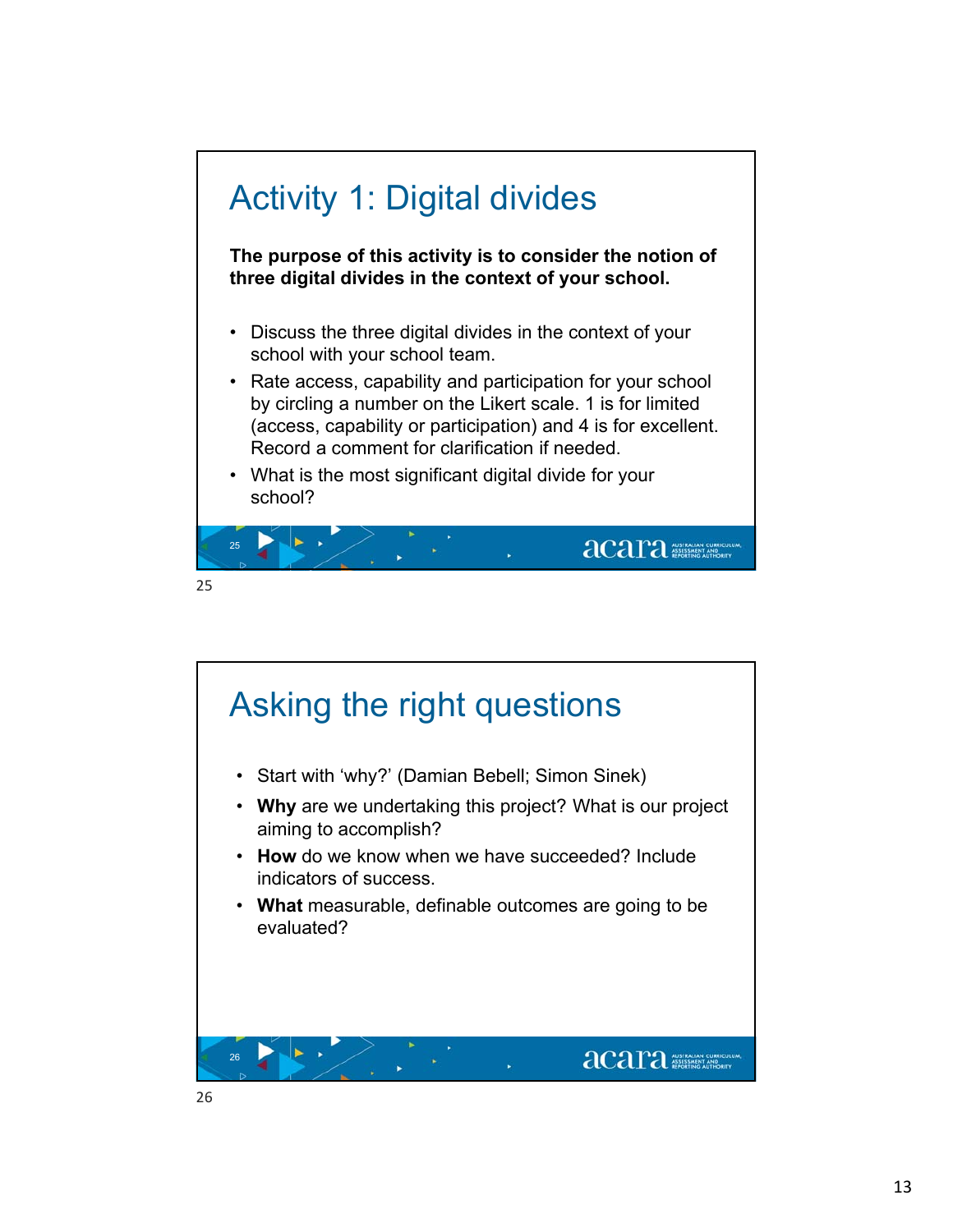# Activity 1: Digital divides

**The purpose of this activity is to consider the notion of three digital divides in the context of your school.**

- Discuss the three digital divides in the context of your school with your school team.
- Rate access, capability and participation for your school by circling a number on the Likert scale. 1 is for limited (access, capability or participation) and 4 is for excellent. Record a comment for clarification if needed.
- What is the most significant digital divide for your school?

# Asking the right questions

- Start with 'why?' (Damian Bebell; Simon Sinek)
- **Why** are we undertaking this project? What is our project aiming to accomplish?
- **How** do we know when we have succeeded? Include indicators of success.
- **What** measurable, definable outcomes are going to be evaluated?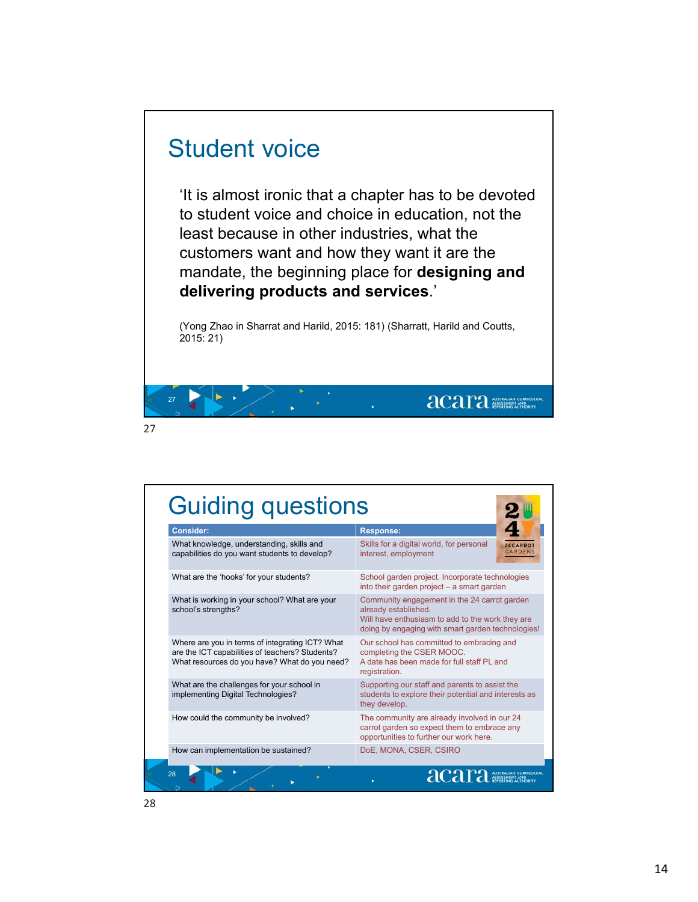# Student voice

'It is almost ironic that a chapter has to be devoted to student voice and choice in education, not the least because in other industries, what the customers want and how they want it are the mandate, the beginning place for **designing and delivering products and services**.'

(Yong Zhao in Sharrat and Harild, 2015: 181) (Sharratt, Harild and Coutts, 2015: 21)

# Guiding questions

| Consider: | Response: |
|---|---|
| What knowledge, understanding, skills and capabilities do you want students to develop? | Skills for a digital world, for personal interest, employment |
| What are the 'hooks' for your students? | School garden project. Incorporate technologies into their garden project – a smart garden |
| What is working in your school? What are your school's strengths? | Community engagement in the 24 carrot garden already established. Will have enthusiasm to add to the work they are doing by engaging with smart garden technologies! |
| Where are you in terms of integrating ICT? What are the ICT capabilities of teachers? Students? What resources do you have? What do you need? | Our school has committed to embracing and completing the CSER MOOC. A date has been made for full staff PL and registration. |
| What are the challenges for your school in implementing Digital Technologies? | Supporting our staff and parents to assist the students to explore their potential and interests as they develop. |
| How could the community be involved? | The community are already involved in our 24 carrot garden so expect them to embrace any opportunities to further our work here. |
| How can implementation be sustained? | DoE, MONA, CSER, CSIRO |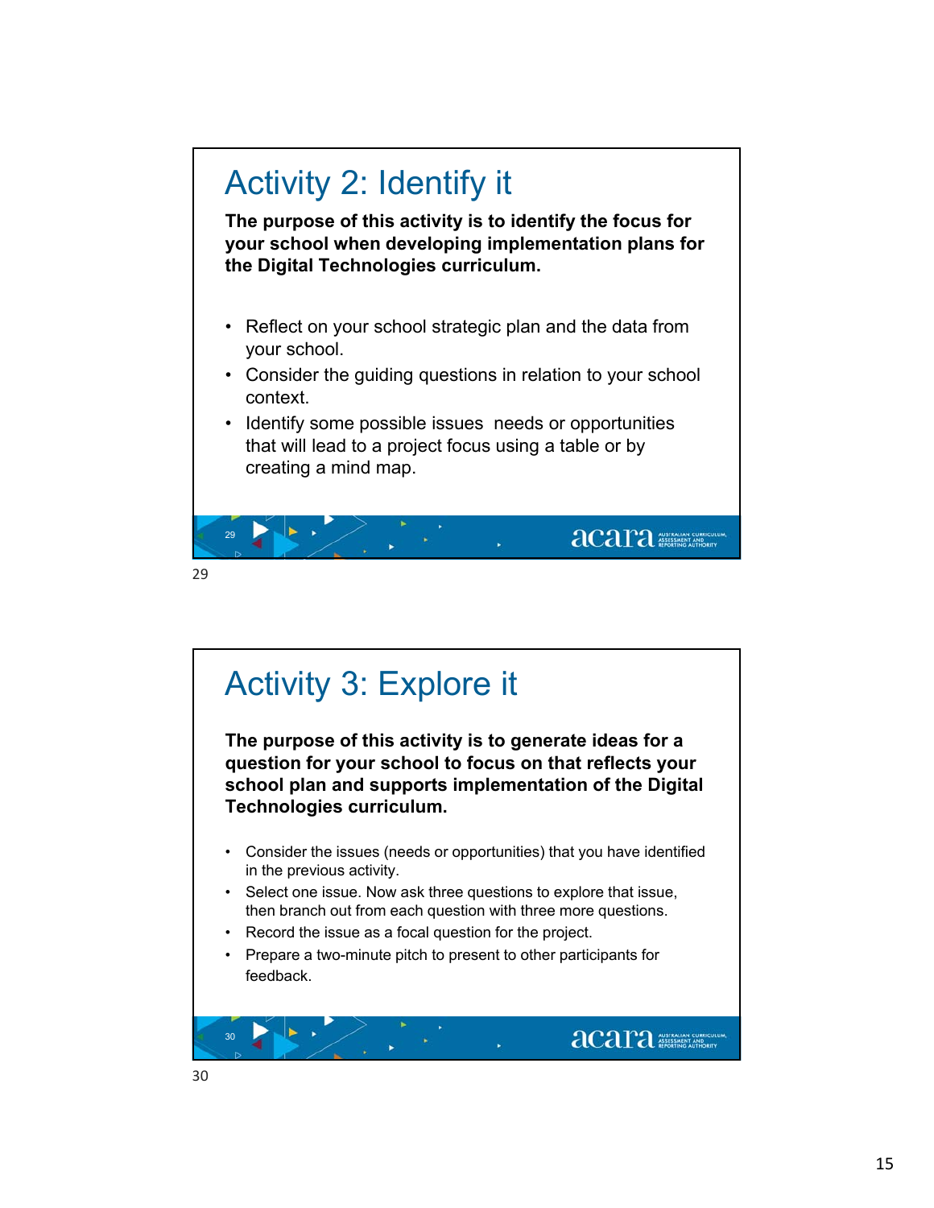## Activity 2: Identify it

**The purpose of this activity is to identify the focus for your school when developing implementation plans for the Digital Technologies curriculum.**

- Reflect on your school strategic plan and the data from your school.
- Consider the guiding questions in relation to your school context.
- Identify some possible issues  needs or opportunities that will lead to a project focus using a table or by creating a mind map.

## Activity 3: Explore it

**The purpose of this activity is to generate ideas for a question for your school to focus on that reflects your school plan and supports implementation of the Digital Technologies curriculum.**

- Consider the issues (needs or opportunities) that you have identified in the previous activity.
- Select one issue. Now ask three questions to explore that issue, then branch out from each question with three more questions.
- Record the issue as a focal question for the project.
- Prepare a two-minute pitch to present to other participants for feedback.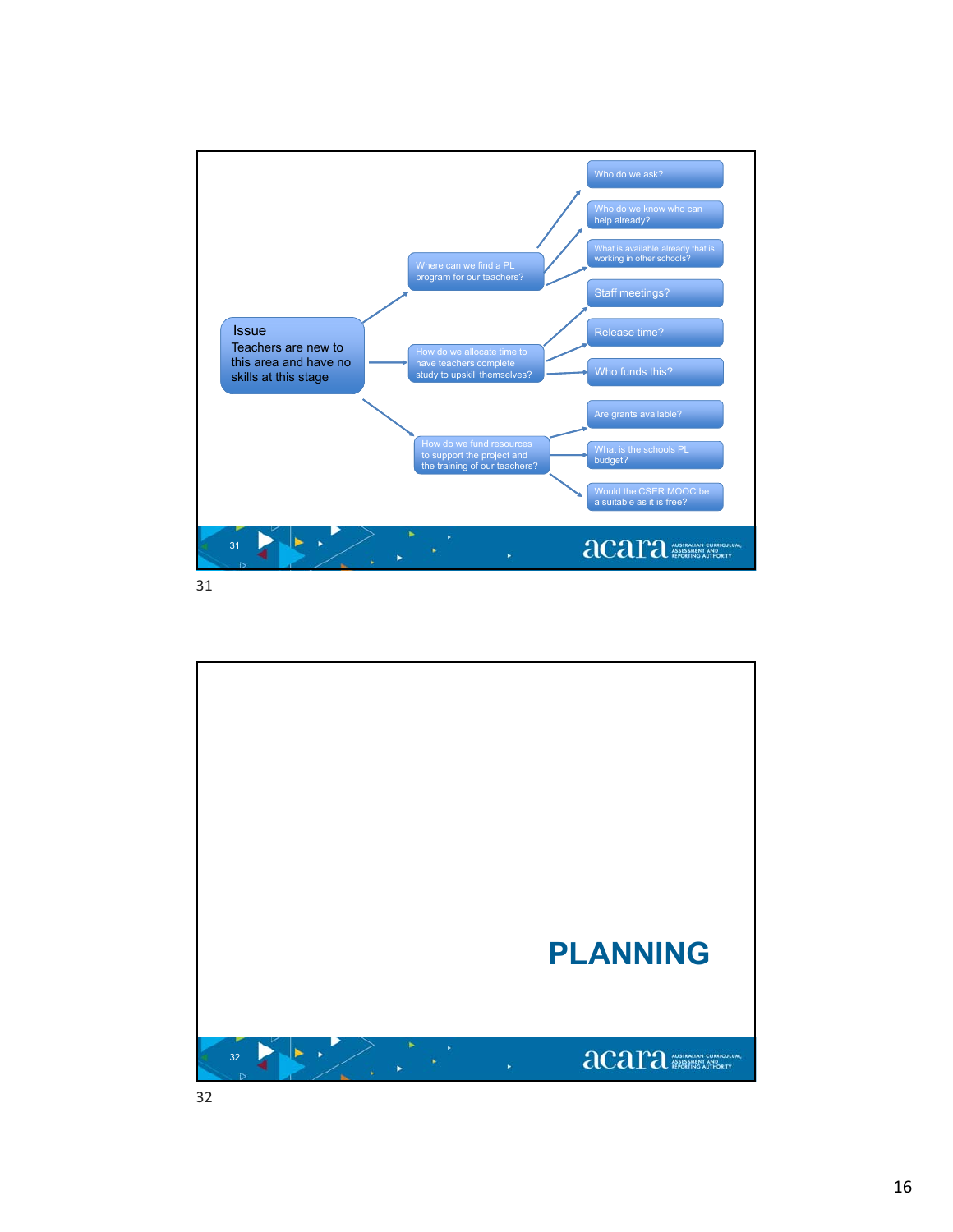**Issue**
Teachers are new to this area and have no skills at this stage

- Where can we find a PL program for our teachers?
  - Who do we ask?
  - Who do we know who can help already?
  - What is available already that is working in other schools?
- How do we allocate time to have teachers complete study to upskill themselves?
  - Staff meetings?
  - Release time?
  - Who funds this?
- How do we fund resources to support the project and the training of our teachers?
  - Are grants available?
  - What is the schools PL budget?
  - Would the CSER MOOC be a suitable as it is free?

# PLANNING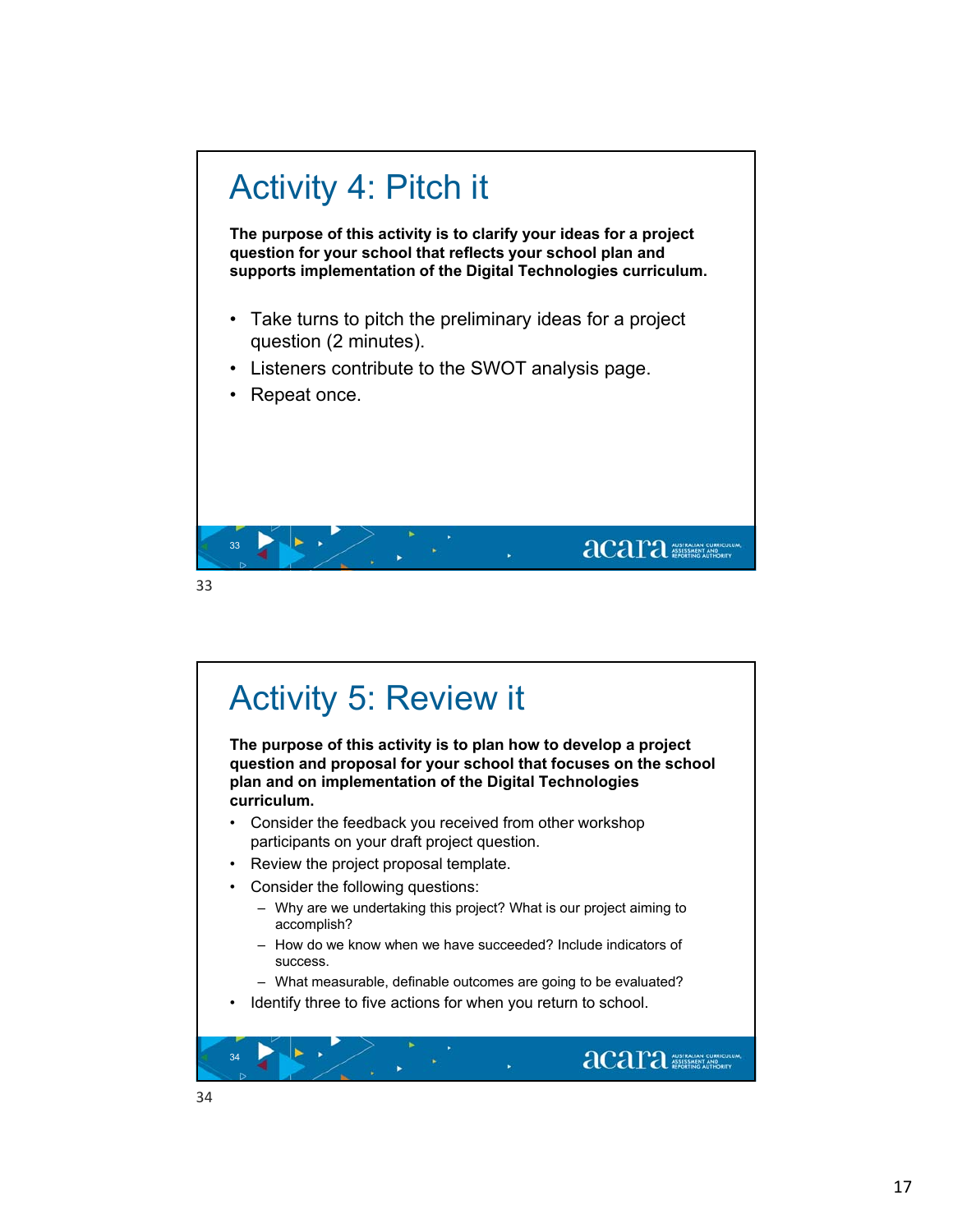# Activity 4: Pitch it

**The purpose of this activity is to clarify your ideas for a project question for your school that reflects your school plan and supports implementation of the Digital Technologies curriculum.**

- Take turns to pitch the preliminary ideas for a project question (2 minutes).
- Listeners contribute to the SWOT analysis page.
- Repeat once.

# Activity 5: Review it

**The purpose of this activity is to plan how to develop a project question and proposal for your school that focuses on the school plan and on implementation of the Digital Technologies curriculum.**

- Consider the feedback you received from other workshop participants on your draft project question.
- Review the project proposal template.
- Consider the following questions:
  - Why are we undertaking this project? What is our project aiming to accomplish?
  - How do we know when we have succeeded? Include indicators of success.
  - What measurable, definable outcomes are going to be evaluated?
- Identify three to five actions for when you return to school.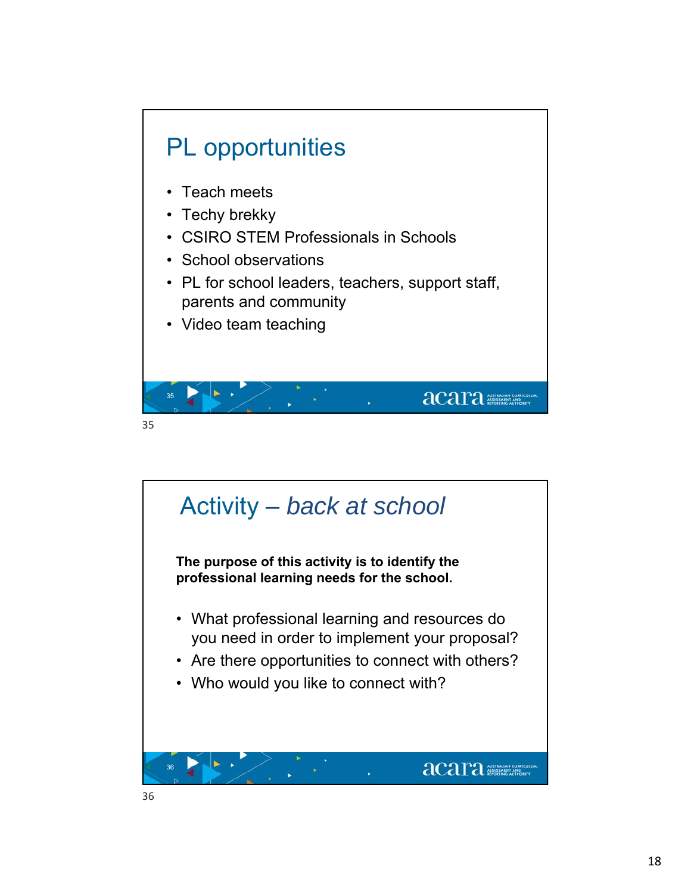## PL opportunities

- Teach meets
- Techy brekky
- CSIRO STEM Professionals in Schools
- School observations
- PL for school leaders, teachers, support staff, parents and community
- Video team teaching

## Activity – *back at school*

**The purpose of this activity is to identify the professional learning needs for the school.**

- What professional learning and resources do you need in order to implement your proposal?
- Are there opportunities to connect with others?
- Who would you like to connect with?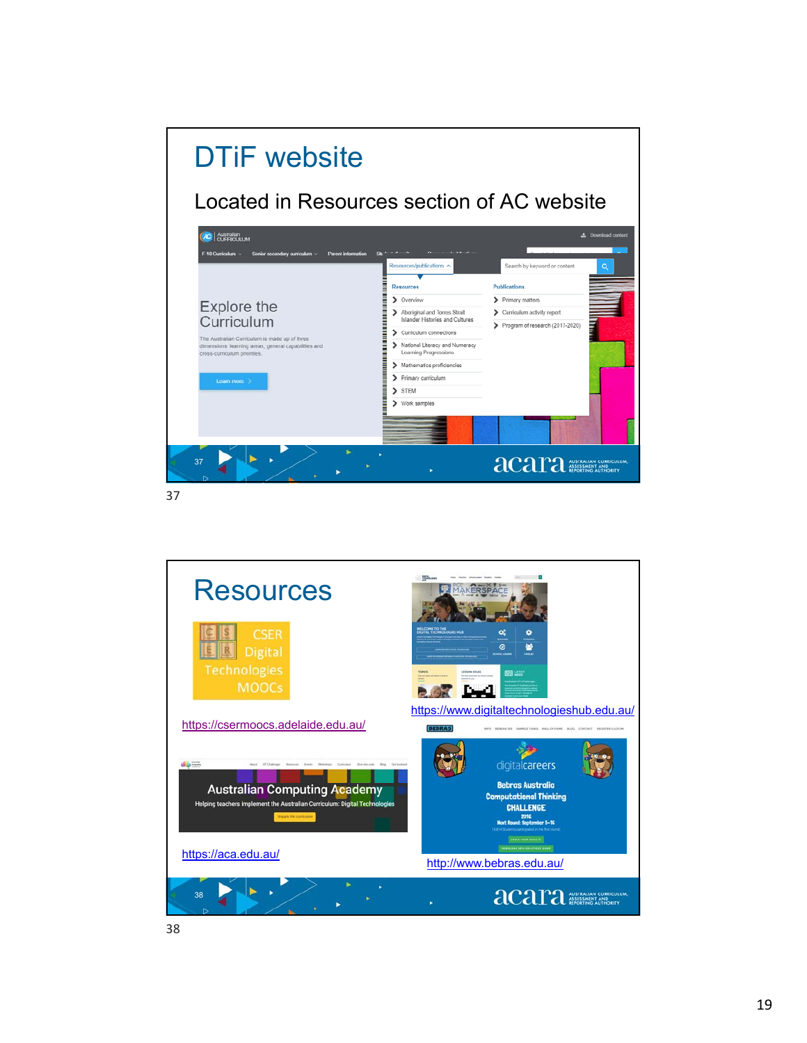## DTiF website

Located in Resources section of AC website

37

## Resources

https://csermoocs.adelaide.edu.au/

https://www.digitaltechnologieshub.edu.au/

https://aca.edu.au/

http://www.bebras.edu.au/

38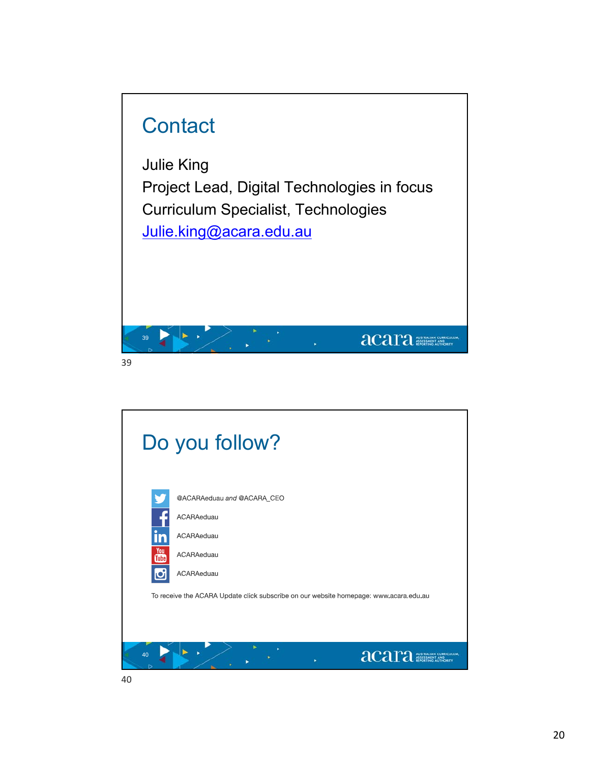## Contact

Julie King
Project Lead, Digital Technologies in focus
Curriculum Specialist, Technologies
Julie.king@acara.edu.au

## Do you follow?

@ACARAeduau *and* @ACARA_CEO

ACARAeduau

ACARAeduau

ACARAeduau

ACARAeduau

To receive the ACARA Update click subscribe on our website homepage: www.acara.edu.au